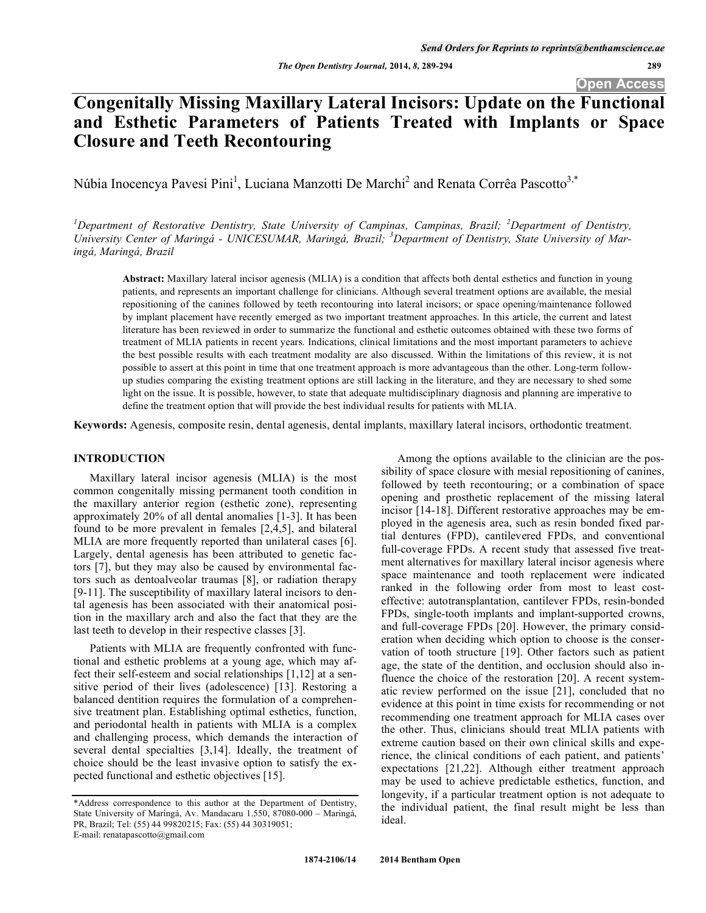# Congenitally Missing Maxillary Lateral Incisors: Update on the Functional and Esthetic Parameters of Patients Treated with Implants or Space Closure and Teeth Recontouring

Núbia Inocencya Pavesi Pini[1], Luciana Manzotti De Marchi[2] and Renata Corrêa Pascotto[3,*]

*[1]Department of Restorative Dentistry, State University of Campinas, Campinas, Brazil; [2]Department of Dentistry, University Center of Maringá - UNICESUMAR, Maringá, Brazil; [3]Department of Dentistry, State University of Maringá, Maringá, Brazil*

**Abstract:** Maxillary lateral incisor agenesis (MLIA) is a condition that affects both dental esthetics and function in young patients, and represents an important challenge for clinicians. Although several treatment options are available, the mesial repositioning of the canines followed by teeth recontouring into lateral incisors; or space opening/maintenance followed by implant placement have recently emerged as two important treatment approaches. In this article, the current and latest literature has been reviewed in order to summarize the functional and esthetic outcomes obtained with these two forms of treatment of MLIA patients in recent years. Indications, clinical limitations and the most important parameters to achieve the best possible results with each treatment modality are also discussed. Within the limitations of this review, it is not possible to assert at this point in time that one treatment approach is more advantageous than the other. Long-term follow-up studies comparing the existing treatment options are still lacking in the literature, and they are necessary to shed some light on the issue. It is possible, however, to state that adequate multidisciplinary diagnosis and planning are imperative to define the treatment option that will provide the best individual results for patients with MLIA.

**Keywords:** Agenesis, composite resin, dental agenesis, dental implants, maxillary lateral incisors, orthodontic treatment.

## INTRODUCTION

Maxillary lateral incisor agenesis (MLIA) is the most common congenitally missing permanent tooth condition in the maxillary anterior region (esthetic zone), representing approximately 20% of all dental anomalies [1-3]. It has been found to be more prevalent in females [2,4,5], and bilateral MLIA are more frequently reported than unilateral cases [6]. Largely, dental agenesis has been attributed to genetic factors [7], but they may also be caused by environmental factors such as dentoalveolar traumas [8], or radiation therapy [9-11]. The susceptibility of maxillary lateral incisors to dental agenesis has been associated with their anatomical position in the maxillary arch and also the fact that they are the last teeth to develop in their respective classes [3].

Patients with MLIA are frequently confronted with functional and esthetic problems at a young age, which may affect their self-esteem and social relationships [1,12] at a sensitive period of their lives (adolescence) [13]. Restoring a balanced dentition requires the formulation of a comprehensive treatment plan. Establishing optimal esthetics, function, and periodontal health in patients with MLIA is a complex and challenging process, which demands the interaction of several dental specialties [3,14]. Ideally, the treatment of choice should be the least invasive option to satisfy the expected functional and esthetic objectives [15].

Among the options available to the clinician are the possibility of space closure with mesial repositioning of canines, followed by teeth recontouring; or a combination of space opening and prosthetic replacement of the missing lateral incisor [14-18]. Different restorative approaches may be employed in the agenesis area, such as resin bonded fixed partial dentures (FPD), cantilevered FPDs, and conventional full-coverage FPDs. A recent study that assessed five treatment alternatives for maxillary lateral incisor agenesis where space maintenance and tooth replacement were indicated ranked in the following order from most to least cost-effective: autotransplantation, cantilever FPDs, resin-bonded FPDs, single-tooth implants and implant-supported crowns, and full-coverage FPDs [20]. However, the primary consideration when deciding which option to choose is the conservation of tooth structure [19]. Other factors such as patient age, the state of the dentition, and occlusion should also influence the choice of the restoration [20]. A recent systematic review performed on the issue [21], concluded that no evidence at this point in time exists for recommending or not recommending one treatment approach for MLIA cases over the other. Thus, clinicians should treat MLIA patients with extreme caution based on their own clinical skills and experience, the clinical conditions of each patient, and patients' expectations [21,22]. Although either treatment approach may be used to achieve predictable esthetics, function, and longevity, if a particular treatment option is not adequate to the individual patient, the final result might be less than ideal.

*Address correspondence to this author at the Department of Dentistry, State University of Maringá, Av. Mandacaru 1.550, 87080-000 – Maringá, PR, Brazil; Tel: (55) 44 99820215; Fax: (55) 44 30319051; E-mail: renatapascotto@gmail.com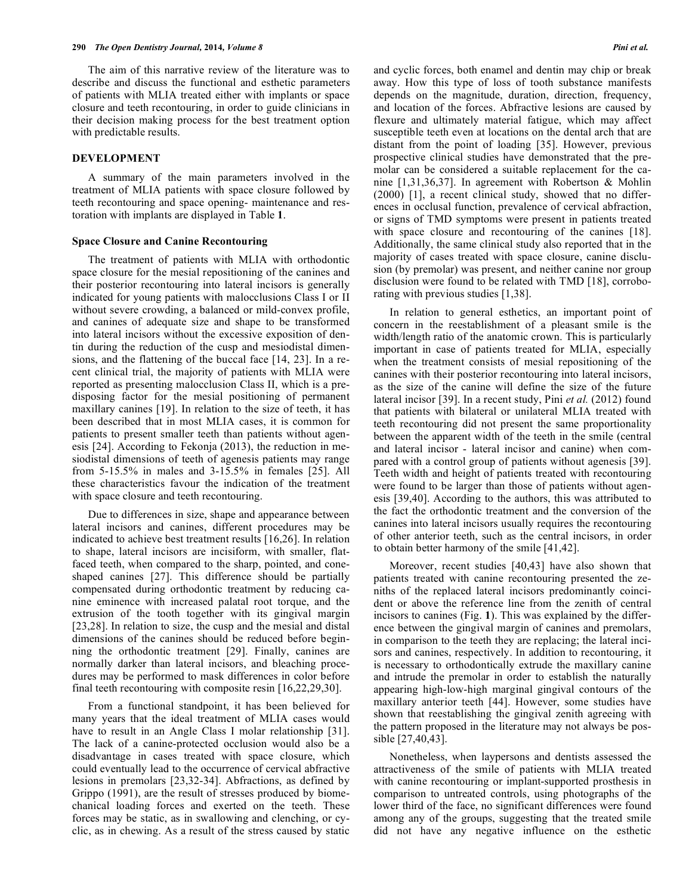The aim of this narrative review of the literature was to describe and discuss the functional and esthetic parameters of patients with MLIA treated either with implants or space closure and teeth recontouring, in order to guide clinicians in their decision making process for the best treatment option with predictable results.

## DEVELOPMENT

A summary of the main parameters involved in the treatment of MLIA patients with space closure followed by teeth recontouring and space opening- maintenance and restoration with implants are displayed in Table **1**.

### Space Closure and Canine Recontouring

The treatment of patients with MLIA with orthodontic space closure for the mesial repositioning of the canines and their posterior recontouring into lateral incisors is generally indicated for young patients with malocclusions Class I or II without severe crowding, a balanced or mild-convex profile, and canines of adequate size and shape to be transformed into lateral incisors without the excessive exposition of dentin during the reduction of the cusp and mesiodistal dimensions, and the flattening of the buccal face [14, 23]. In a recent clinical trial, the majority of patients with MLIA were reported as presenting malocclusion Class II, which is a predisposing factor for the mesial positioning of permanent maxillary canines [19]. In relation to the size of teeth, it has been described that in most MLIA cases, it is common for patients to present smaller teeth than patients without agenesis [24]. According to Fekonja (2013), the reduction in mesiodistal dimensions of teeth of agenesis patients may range from 5-15.5% in males and 3-15.5% in females [25]. All these characteristics favour the indication of the treatment with space closure and teeth recontouring.

Due to differences in size, shape and appearance between lateral incisors and canines, different procedures may be indicated to achieve best treatment results [16,26]. In relation to shape, lateral incisors are incisiform, with smaller, flat-faced teeth, when compared to the sharp, pointed, and cone-shaped canines [27]. This difference should be partially compensated during orthodontic treatment by reducing canine eminence with increased palatal root torque, and the extrusion of the tooth together with its gingival margin [23,28]. In relation to size, the cusp and the mesial and distal dimensions of the canines should be reduced before beginning the orthodontic treatment [29]. Finally, canines are normally darker than lateral incisors, and bleaching procedures may be performed to mask differences in color before final teeth recontouring with composite resin [16,22,29,30].

From a functional standpoint, it has been believed for many years that the ideal treatment of MLIA cases would have to result in an Angle Class I molar relationship [31]. The lack of a canine-protected occlusion would also be a disadvantage in cases treated with space closure, which could eventually lead to the occurrence of cervical abfractive lesions in premolars [23,32-34]. Abfractions, as defined by Grippo (1991), are the result of stresses produced by biomechanical loading forces and exerted on the teeth. These forces may be static, as in swallowing and clenching, or cyclic, as in chewing. As a result of the stress caused by static and cyclic forces, both enamel and dentin may chip or break away. How this type of loss of tooth substance manifests depends on the magnitude, duration, direction, frequency, and location of the forces. Abfractive lesions are caused by flexure and ultimately material fatigue, which may affect susceptible teeth even at locations on the dental arch that are distant from the point of loading [35]. However, previous prospective clinical studies have demonstrated that the premolar can be considered a suitable replacement for the canine [1,31,36,37]. In agreement with Robertson & Mohlin (2000) [1], a recent clinical study, showed that no differences in occlusal function, prevalence of cervical abfraction, or signs of TMD symptoms were present in patients treated with space closure and recontouring of the canines [18]. Additionally, the same clinical study also reported that in the majority of cases treated with space closure, canine disclusion (by premolar) was present, and neither canine nor group disclusion were found to be related with TMD [18], corroborating with previous studies [1,38].

In relation to general esthetics, an important point of concern in the reestablishment of a pleasant smile is the width/length ratio of the anatomic crown. This is particularly important in case of patients treated for MLIA, especially when the treatment consists of mesial repositioning of the canines with their posterior recontouring into lateral incisors, as the size of the canine will define the size of the future lateral incisor [39]. In a recent study, Pini *et al.* (2012) found that patients with bilateral or unilateral MLIA treated with teeth recontouring did not present the same proportionality between the apparent width of the teeth in the smile (central and lateral incisor - lateral incisor and canine) when compared with a control group of patients without agenesis [39]. Teeth width and height of patients treated with recontouring were found to be larger than those of patients without agenesis [39,40]. According to the authors, this was attributed to the fact the orthodontic treatment and the conversion of the canines into lateral incisors usually requires the recontouring of other anterior teeth, such as the central incisors, in order to obtain better harmony of the smile [41,42].

Moreover, recent studies [40,43] have also shown that patients treated with canine recontouring presented the zeniths of the replaced lateral incisors predominantly coincident or above the reference line from the zenith of central incisors to canines (Fig. **1**). This was explained by the difference between the gingival margin of canines and premolars, in comparison to the teeth they are replacing; the lateral incisors and canines, respectively. In addition to recontouring, it is necessary to orthodontically extrude the maxillary canine and intrude the premolar in order to establish the naturally appearing high-low-high marginal gingival contours of the maxillary anterior teeth [44]. However, some studies have shown that reestablishing the gingival zenith agreeing with the pattern proposed in the literature may not always be possible [27,40,43].

Nonetheless, when laypersons and dentists assessed the attractiveness of the smile of patients with MLIA treated with canine recontouring or implant-supported prosthesis in comparison to untreated controls, using photographs of the lower third of the face, no significant differences were found among any of the groups, suggesting that the treated smile did not have any negative influence on the esthetic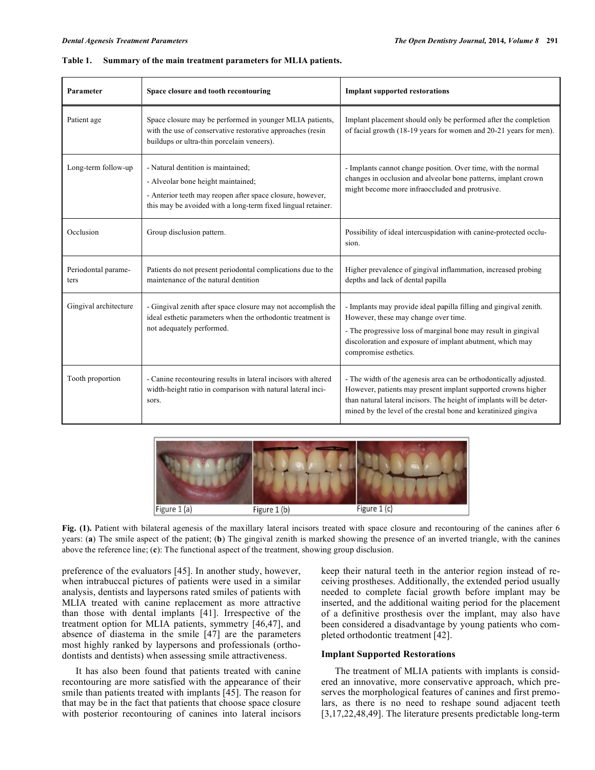**Table 1. Summary of the main treatment parameters for MLIA patients.**

| Parameter | Space closure and tooth recontouring | Implant supported restorations |
|---|---|---|
| Patient age | Space closure may be performed in younger MLIA patients, with the use of conservative restorative approaches (resin buildups or ultra-thin porcelain veneers). | Implant placement should only be performed after the completion of facial growth (18-19 years for women and 20-21 years for men). |
| Long-term follow-up | - Natural dentition is maintained;<br>- Alveolar bone height maintained;<br>- Anterior teeth may reopen after space closure, however, this may be avoided with a long-term fixed lingual retainer. | - Implants cannot change position. Over time, with the normal changes in occlusion and alveolar bone patterns, implant crown might become more infraoccluded and protrusive. |
| Occlusion | Group disclusion pattern. | Possibility of ideal intercuspidation with canine-protected occlusion. |
| Periodontal parameters | Patients do not present periodontal complications due to the maintenance of the natural dentition | Higher prevalence of gingival inflammation, increased probing depths and lack of dental papilla |
| Gingival architecture | - Gingival zenith after space closure may not accomplish the ideal esthetic parameters when the orthodontic treatment is not adequately performed. | - Implants may provide ideal papilla filling and gingival zenith. However, these may change over time.<br>- The progressive loss of marginal bone may result in gingival discoloration and exposure of implant abutment, which may compromise esthetics. |
| Tooth proportion | - Canine recontouring results in lateral incisors with altered width-height ratio in comparison with natural lateral incisors. | - The width of the agenesis area can be orthodontically adjusted. However, patients may present implant supported crowns higher than natural lateral incisors. The height of implants will be determined by the level of the crestal bone and keratinized gingiva |

Figure 1 (a) Figure 1 (b) Figure 1 (c)

**Fig. (1).** Patient with bilateral agenesis of the maxillary lateral incisors treated with space closure and recontouring of the canines after 6 years: (**a**) The smile aspect of the patient; (**b**) The gingival zenith is marked showing the presence of an inverted triangle, with the canines above the reference line; (**c**): The functional aspect of the treatment, showing group disclusion.

preference of the evaluators [45]. In another study, however, when intrabuccal pictures of patients were used in a similar analysis, dentists and laypersons rated smiles of patients with MLIA treated with canine replacement as more attractive than those with dental implants [41]. Irrespective of the treatment option for MLIA patients, symmetry [46,47], and absence of diastema in the smile [47] are the parameters most highly ranked by laypersons and professionals (orthodontists and dentists) when assessing smile attractiveness.

It has also been found that patients treated with canine recontouring are more satisfied with the appearance of their smile than patients treated with implants [45]. The reason for that may be in the fact that patients that choose space closure with posterior recontouring of canines into lateral incisors keep their natural teeth in the anterior region instead of receiving prostheses. Additionally, the extended period usually needed to complete facial growth before implant may be inserted, and the additional waiting period for the placement of a definitive prosthesis over the implant, may also have been considered a disadvantage by young patients who completed orthodontic treatment [42].

### Implant Supported Restorations

The treatment of MLIA patients with implants is considered an innovative, more conservative approach, which preserves the morphological features of canines and first premolars, as there is no need to reshape sound adjacent teeth [3,17,22,48,49]. The literature presents predictable long-term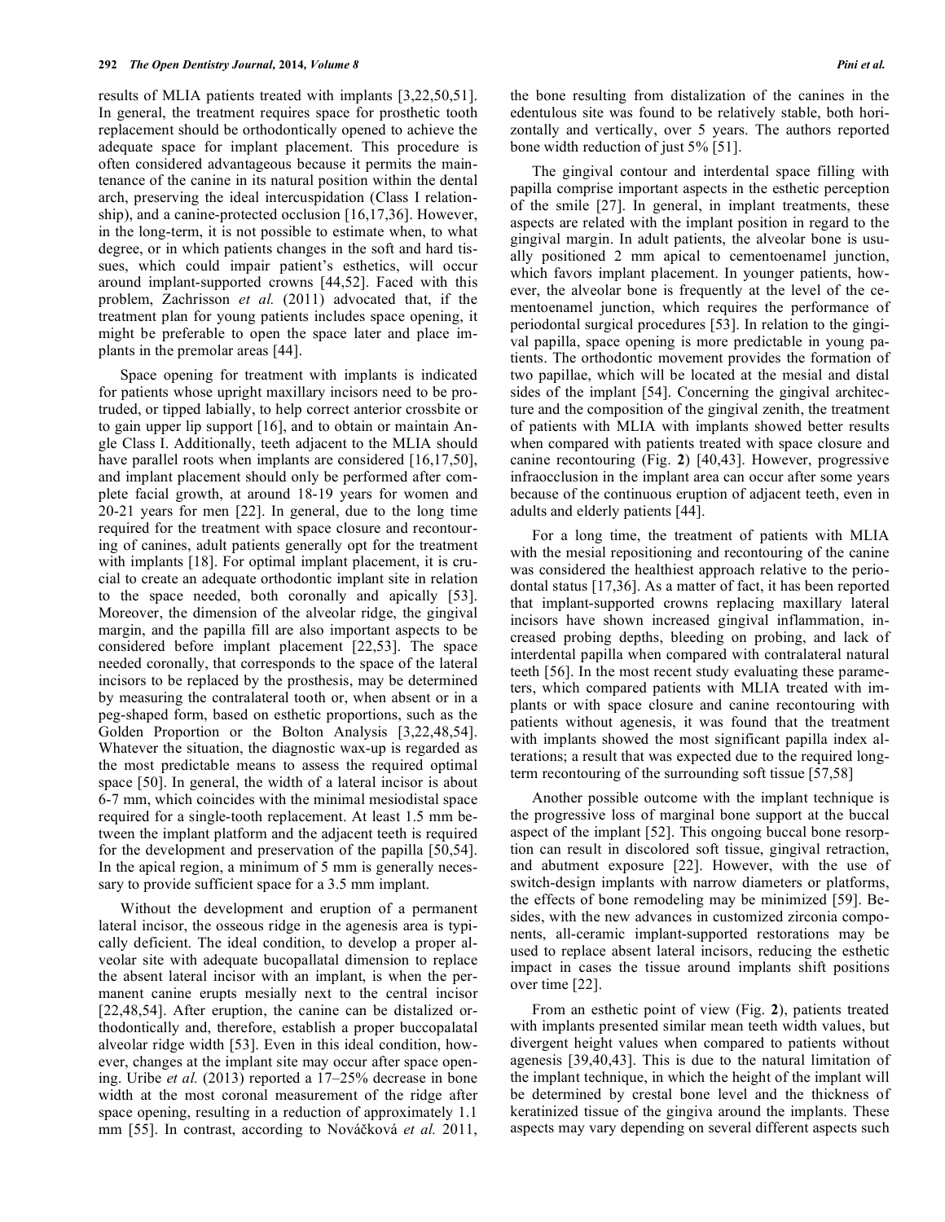results of MLIA patients treated with implants [3,22,50,51]. In general, the treatment requires space for prosthetic tooth replacement should be orthodontically opened to achieve the adequate space for implant placement. This procedure is often considered advantageous because it permits the maintenance of the canine in its natural position within the dental arch, preserving the ideal intercuspidation (Class I relationship), and a canine-protected occlusion [16,17,36]. However, in the long-term, it is not possible to estimate when, to what degree, or in which patients changes in the soft and hard tissues, which could impair patient's esthetics, will occur around implant-supported crowns [44,52]. Faced with this problem, Zachrisson *et al.* (2011) advocated that, if the treatment plan for young patients includes space opening, it might be preferable to open the space later and place implants in the premolar areas [44].

Space opening for treatment with implants is indicated for patients whose upright maxillary incisors need to be protruded, or tipped labially, to help correct anterior crossbite or to gain upper lip support [16], and to obtain or maintain Angle Class I. Additionally, teeth adjacent to the MLIA should have parallel roots when implants are considered [16,17,50], and implant placement should only be performed after complete facial growth, at around 18-19 years for women and 20-21 years for men [22]. In general, due to the long time required for the treatment with space closure and recontouring of canines, adult patients generally opt for the treatment with implants [18]. For optimal implant placement, it is crucial to create an adequate orthodontic implant site in relation to the space needed, both coronally and apically [53]. Moreover, the dimension of the alveolar ridge, the gingival margin, and the papilla fill are also important aspects to be considered before implant placement [22,53]. The space needed coronally, that corresponds to the space of the lateral incisors to be replaced by the prosthesis, may be determined by measuring the contralateral tooth or, when absent or in a peg-shaped form, based on esthetic proportions, such as the Golden Proportion or the Bolton Analysis [3,22,48,54]. Whatever the situation, the diagnostic wax-up is regarded as the most predictable means to assess the required optimal space [50]. In general, the width of a lateral incisor is about 6-7 mm, which coincides with the minimal mesiodistal space required for a single-tooth replacement. At least 1.5 mm between the implant platform and the adjacent teeth is required for the development and preservation of the papilla [50,54]. In the apical region, a minimum of 5 mm is generally necessary to provide sufficient space for a 3.5 mm implant.

Without the development and eruption of a permanent lateral incisor, the osseous ridge in the agenesis area is typically deficient. The ideal condition, to develop a proper alveolar site with adequate bucopallatal dimension to replace the absent lateral incisor with an implant, is when the permanent canine erupts mesially next to the central incisor [22,48,54]. After eruption, the canine can be distalized orthodontically and, therefore, establish a proper buccopalatal alveolar ridge width [53]. Even in this ideal condition, however, changes at the implant site may occur after space opening. Uribe *et al.* (2013) reported a 17–25% decrease in bone width at the most coronal measurement of the ridge after space opening, resulting in a reduction of approximately 1.1 mm [55]. In contrast, according to Nováčková *et al.* 2011, the bone resulting from distalization of the canines in the edentulous site was found to be relatively stable, both horizontally and vertically, over 5 years. The authors reported bone width reduction of just 5% [51].

The gingival contour and interdental space filling with papilla comprise important aspects in the esthetic perception of the smile [27]. In general, in implant treatments, these aspects are related with the implant position in regard to the gingival margin. In adult patients, the alveolar bone is usually positioned 2 mm apical to cementoenamel junction, which favors implant placement. In younger patients, however, the alveolar bone is frequently at the level of the cementoenamel junction, which requires the performance of periodontal surgical procedures [53]. In relation to the gingival papilla, space opening is more predictable in young patients. The orthodontic movement provides the formation of two papillae, which will be located at the mesial and distal sides of the implant [54]. Concerning the gingival architecture and the composition of the gingival zenith, the treatment of patients with MLIA with implants showed better results when compared with patients treated with space closure and canine recontouring (Fig. **2**) [40,43]. However, progressive infraocclusion in the implant area can occur after some years because of the continuous eruption of adjacent teeth, even in adults and elderly patients [44].

For a long time, the treatment of patients with MLIA with the mesial repositioning and recontouring of the canine was considered the healthiest approach relative to the periodontal status [17,36]. As a matter of fact, it has been reported that implant-supported crowns replacing maxillary lateral incisors have shown increased gingival inflammation, increased probing depths, bleeding on probing, and lack of interdental papilla when compared with contralateral natural teeth [56]. In the most recent study evaluating these parameters, which compared patients with MLIA treated with implants or with space closure and canine recontouring with patients without agenesis, it was found that the treatment with implants showed the most significant papilla index alterations; a result that was expected due to the required long-term recontouring of the surrounding soft tissue [57,58]

Another possible outcome with the implant technique is the progressive loss of marginal bone support at the buccal aspect of the implant [52]. This ongoing buccal bone resorption can result in discolored soft tissue, gingival retraction, and abutment exposure [22]. However, with the use of switch-design implants with narrow diameters or platforms, the effects of bone remodeling may be minimized [59]. Besides, with the new advances in customized zirconia components, all-ceramic implant-supported restorations may be used to replace absent lateral incisors, reducing the esthetic impact in cases the tissue around implants shift positions over time [22].

From an esthetic point of view (Fig. **2**), patients treated with implants presented similar mean teeth width values, but divergent height values when compared to patients without agenesis [39,40,43]. This is due to the natural limitation of the implant technique, in which the height of the implant will be determined by crestal bone level and the thickness of keratinized tissue of the gingiva around the implants. These aspects may vary depending on several different aspects such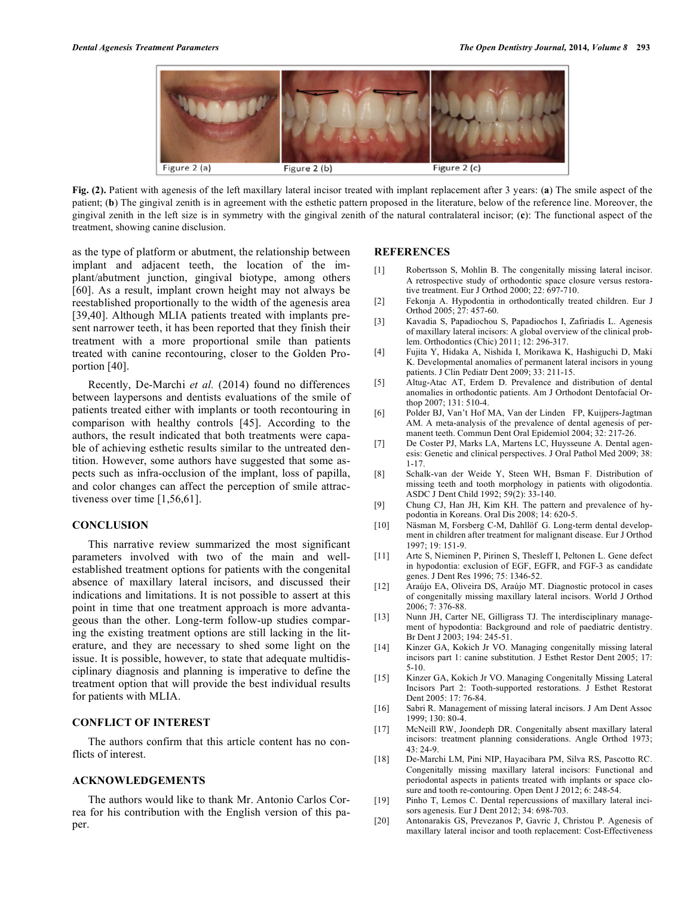Figure 2 (a) Figure 2 (b) Figure 2 (c)

**Fig. (2).** Patient with agenesis of the left maxillary lateral incisor treated with implant replacement after 3 years: (**a**) The smile aspect of the patient; (**b**) The gingival zenith is in agreement with the esthetic pattern proposed in the literature, below of the reference line. Moreover, the gingival zenith in the left size is in symmetry with the gingival zenith of the natural contralateral incisor; (**c**): The functional aspect of the treatment, showing canine disclusion.

as the type of platform or abutment, the relationship between implant and adjacent teeth, the location of the implant/abutment junction, gingival biotype, among others [60]. As a result, implant crown height may not always be reestablished proportionally to the width of the agenesis area [39,40]. Although MLIA patients treated with implants present narrower teeth, it has been reported that they finish their treatment with a more proportional smile than patients treated with canine recontouring, closer to the Golden Proportion [40].

Recently, De-Marchi *et al.* (2014) found no differences between laypersons and dentists evaluations of the smile of patients treated either with implants or tooth recontouring in comparison with healthy controls [45]. According to the authors, the result indicated that both treatments were capable of achieving esthetic results similar to the untreated dentition. However, some authors have suggested that some aspects such as infra-occlusion of the implant, loss of papilla, and color changes can affect the perception of smile attractiveness over time [1,56,61].

## CONCLUSION

This narrative review summarized the most significant parameters involved with two of the main and well-established treatment options for patients with the congenital absence of maxillary lateral incisors, and discussed their indications and limitations. It is not possible to assert at this point in time that one treatment approach is more advantageous than the other. Long-term follow-up studies comparing the existing treatment options are still lacking in the literature, and they are necessary to shed some light on the issue. It is possible, however, to state that adequate multidisciplinary diagnosis and planning is imperative to define the treatment option that will provide the best individual results for patients with MLIA.

## CONFLICT OF INTEREST

The authors confirm that this article content has no conflicts of interest.

## ACKNOWLEDGEMENTS

The authors would like to thank Mr. Antonio Carlos Correa for his contribution with the English version of this paper.

## REFERENCES

[1] Robertsson S, Mohlin B. The congenitally missing lateral incisor. A retrospective study of orthodontic space closure versus restorative treatment. Eur J Orthod 2000; 22: 697-710.

[2] Fekonja A. Hypodontia in orthodontically treated children. Eur J Orthod 2005; 27: 457-60.

[3] Kavadia S, Papadiochou S, Papadiochos I, Zafiriadis L. Agenesis of maxillary lateral incisors: A global overview of the clinical problem. Orthodontics (Chic) 2011; 12: 296-317.

[4] Fujita Y, Hidaka A, Nishida I, Morikawa K, Hashiguchi D, Maki K. Developmental anomalies of permanent lateral incisors in young patients. J Clin Pediatr Dent 2009; 33: 211-15.

[5] Altug-Atac AT, Erdem D. Prevalence and distribution of dental anomalies in orthodontic patients. Am J Orthodont Dentofacial Orthop 2007; 131: 510-4.

[6] Polder BJ, Van't Hof MA, Van der Linden FP, Kuijpers-Jagtman AM. A meta-analysis of the prevalence of dental agenesis of permanent teeth. Commun Dent Oral Epidemiol 2004; 32: 217-26.

[7] De Coster PJ, Marks LA, Martens LC, Huysseune A. Dental agenesis: Genetic and clinical perspectives. J Oral Pathol Med 2009; 38: 1-17.

[8] Schalk-van der Weide Y, Steen WH, Bsman F. Distribution of missing teeth and tooth morphology in patients with oligodontia. ASDC J Dent Child 1992; 59(2): 33-140.

[9] Chung CJ, Han JH, Kim KH. The pattern and prevalence of hypodontia in Koreans. Oral Dis 2008; 14: 620-5.

[10] Näsman M, Forsberg C-M, Dahllöf G. Long-term dental development in children after treatment for malignant disease. Eur J Orthod 1997; 19: 151-9.

[11] Arte S, Nieminen P, Pirinen S, Thesleff I, Peltonen L. Gene defect in hypodontia: exclusion of EGF, EGFR, and FGF-3 as candidate genes. J Dent Res 1996; 75: 1346-52.

[12] Araújo EA, Oliveira DS, Araújo MT. Diagnostic protocol in cases of congenitally missing maxillary lateral incisors. World J Orthod 2006; 7: 376-88.

[13] Nunn JH, Carter NE, Gilligrass TJ. The interdisciplinary management of hypodontia: Background and role of paediatric dentistry. Br Dent J 2003; 194: 245-51.

[14] Kinzer GA, Kokich Jr VO. Managing congenitally missing lateral incisors part 1: canine substitution. J Esthet Restor Dent 2005; 17: 5-10.

[15] Kinzer GA, Kokich Jr VO. Managing Congenitally Missing Lateral Incisors Part 2: Tooth-supported restorations. J Esthet Restorat Dent 2005: 17: 76-84.

[16] Sabri R. Management of missing lateral incisors. J Am Dent Assoc 1999; 130: 80-4.

[17] McNeill RW, Joondeph DR. Congenitally absent maxillary lateral incisors: treatment planning considerations. Angle Orthod 1973; 43: 24-9.

[18] De-Marchi LM, Pini NIP, Hayacibara PM, Silva RS, Pascotto RC. Congenitally missing maxillary lateral incisors: Functional and periodontal aspects in patients treated with implants or space closure and tooth re-contouring. Open Dent J 2012; 6: 248-54.

[19] Pinho T, Lemos C. Dental repercussions of maxillary lateral incisors agenesis. Eur J Dent 2012; 34: 698-703.

[20] Antonarakis GS, Prevezanos P, Gavric J, Christou P. Agenesis of maxillary lateral incisor and tooth replacement: Cost-Effectiveness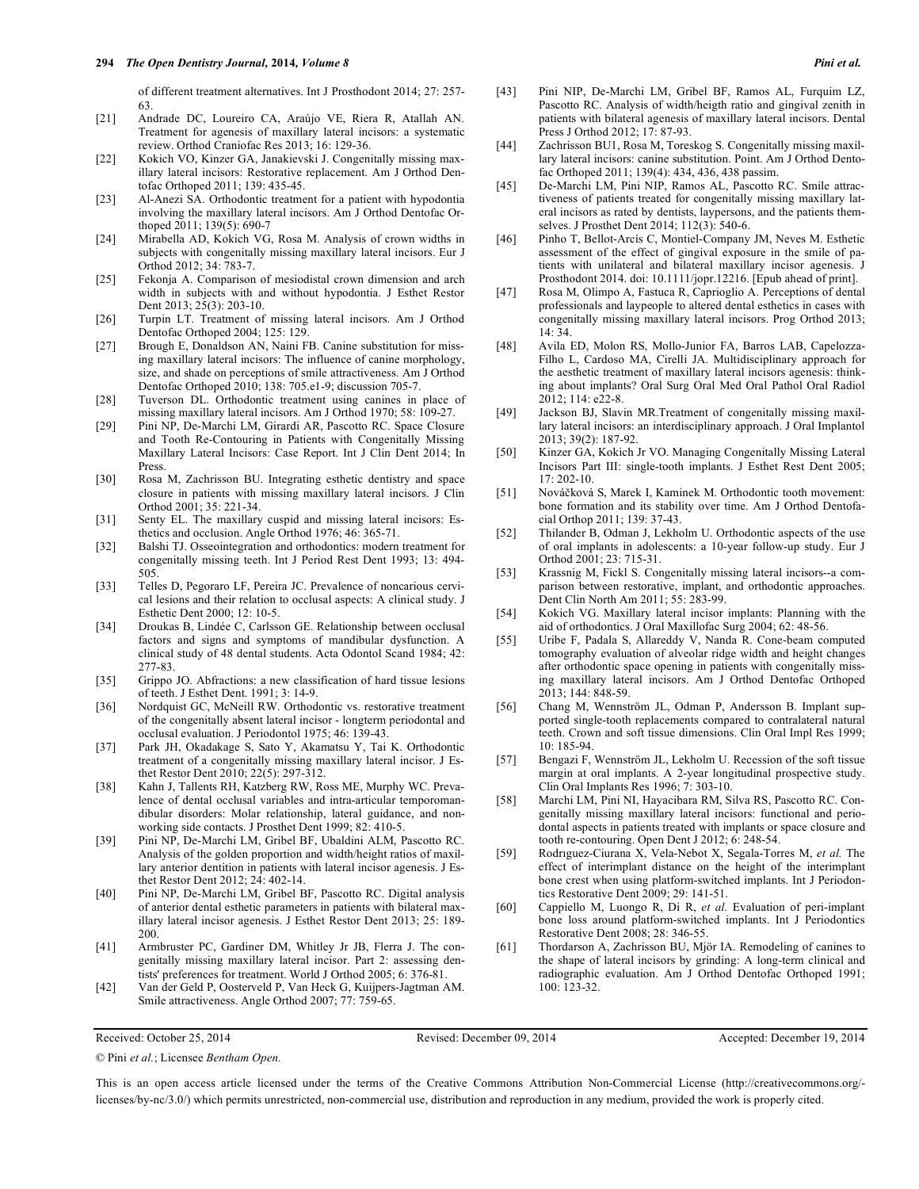of different treatment alternatives. Int J Prosthodont 2014; 27: 257-63.

[21] Andrade DC, Loureiro CA, Araújo VE, Riera R, Atallah AN. Treatment for agenesis of maxillary lateral incisors: a systematic review. Orthod Craniofac Res 2013; 16: 129-36.

[22] Kokich VO, Kinzer GA, Janakievski J. Congenitally missing maxillary lateral incisors: Restorative replacement. Am J Orthod Dentofac Orthoped 2011; 139: 435-45.

[23] Al-Anezi SA. Orthodontic treatment for a patient with hypodontia involving the maxillary lateral incisors. Am J Orthod Dentofac Orthoped 2011; 139(5): 690-7

[24] Mirabella AD, Kokich VG, Rosa M. Analysis of crown widths in subjects with congenitally missing maxillary lateral incisors. Eur J Orthod 2012; 34: 783-7.

[25] Fekonja A. Comparison of mesiodistal crown dimension and arch width in subjects with and without hypodontia. J Esthet Restor Dent 2013; 25(3): 203-10.

[26] Turpin LT. Treatment of missing lateral incisors. Am J Orthod Dentofac Orthoped 2004; 125: 129.

[27] Brough E, Donaldson AN, Naini FB. Canine substitution for missing maxillary lateral incisors: The influence of canine morphology, size, and shade on perceptions of smile attractiveness. Am J Orthod Dentofac Orthoped 2010; 138: 705.e1-9; discussion 705-7.

[28] Tuverson DL. Orthodontic treatment using canines in place of missing maxillary lateral incisors. Am J Orthod 1970; 58: 109-27.

[29] Pini NP, De-Marchi LM, Girardi AR, Pascotto RC. Space Closure and Tooth Re-Contouring in Patients with Congenitally Missing Maxillary Lateral Incisors: Case Report. Int J Clin Dent 2014; In Press.

[30] Rosa M, Zachrisson BU. Integrating esthetic dentistry and space closure in patients with missing maxillary lateral incisors. J Clin Orthod 2001; 35: 221-34.

[31] Senty EL. The maxillary cuspid and missing lateral incisors: Esthetics and occlusion. Angle Orthod 1976; 46: 365-71.

[32] Balshi TJ. Osseointegration and orthodontics: modern treatment for congenitally missing teeth. Int J Period Rest Dent 1993; 13: 494-505.

[33] Telles D, Pegoraro LF, Pereira JC. Prevalence of noncarious cervical lesions and their relation to occlusal aspects: A clinical study. J Esthetic Dent 2000; 12: 10-5.

[34] Droukas B, Lindée C, Carlsson GE. Relationship between occlusal factors and signs and symptoms of mandibular dysfunction. A clinical study of 48 dental students. Acta Odontol Scand 1984; 42: 277-83.

[35] Grippo JO. Abfractions: a new classification of hard tissue lesions of teeth. J Esthet Dent. 1991; 3: 14-9.

[36] Nordquist GC, McNeill RW. Orthodontic vs. restorative treatment of the congenitally absent lateral incisor - longterm periodontal and occlusal evaluation. J Periodontol 1975; 46: 139-43.

[37] Park JH, Okadakage S, Sato Y, Akamatsu Y, Tai K. Orthodontic treatment of a congenitally missing maxillary lateral incisor. J Esthet Restor Dent 2010; 22(5): 297-312.

[38] Kahn J, Tallents RH, Katzberg RW, Ross ME, Murphy WC. Prevalence of dental occlusal variables and intra-articular temporomandibular disorders: Molar relationship, lateral guidance, and nonworking side contacts. J Prosthet Dent 1999; 82: 410-5.

[39] Pini NP, De-Marchi LM, Gribel BF, Ubaldini ALM, Pascotto RC. Analysis of the golden proportion and width/height ratios of maxillary anterior dentition in patients with lateral incisor agenesis. J Esthet Restor Dent 2012; 24: 402-14.

[40] Pini NP, De-Marchi LM, Gribel BF, Pascotto RC. Digital analysis of anterior dental esthetic parameters in patients with bilateral maxillary lateral incisor agenesis. J Esthet Restor Dent 2013; 25: 189-200.

[41] Armbruster PC, Gardiner DM, Whitley Jr JB, Flerra J. The congenitally missing maxillary lateral incisor. Part 2: assessing dentists' preferences for treatment. World J Orthod 2005; 6: 376-81.

[42] Van der Geld P, Oosterveld P, Van Heck G, Kuijpers-Jagtman AM. Smile attractiveness. Angle Orthod 2007; 77: 759-65.

[43] Pini NIP, De-Marchi LM, Gribel BF, Ramos AL, Furquim LZ, Pascotto RC. Analysis of width/heigth ratio and gingival zenith in patients with bilateral agenesis of maxillary lateral incisors. Dental Press J Orthod 2012; 17: 87-93.

[44] Zachrisson BU1, Rosa M, Toreskog S. Congenitally missing maxillary lateral incisors: canine substitution. Point. Am J Orthod Dentofac Orthoped 2011; 139(4): 434, 436, 438 passim.

[45] De-Marchi LM, Pini NIP, Ramos AL, Pascotto RC. Smile attractiveness of patients treated for congenitally missing maxillary lateral incisors as rated by dentists, laypersons, and the patients themselves. J Prosthet Dent 2014; 112(3): 540-6.

[46] Pinho T, Bellot-Arcís C, Montiel-Company JM, Neves M. Esthetic assessment of the effect of gingival exposure in the smile of patients with unilateral and bilateral maxillary incisor agenesis. J Prosthodont 2014. doi: 10.1111/jopr.12216. [Epub ahead of print].

[47] Rosa M, Olimpo A, Fastuca R, Caprioglio A. Perceptions of dental professionals and laypeople to altered dental esthetics in cases with congenitally missing maxillary lateral incisors. Prog Orthod 2013; 14: 34.

[48] Avila ED, Molon RS, Mollo-Junior FA, Barros LAB, Capelozza-Filho L, Cardoso MA, Cirelli JA. Multidisciplinary approach for the aesthetic treatment of maxillary lateral incisors agenesis: thinking about implants? Oral Surg Oral Med Oral Pathol Oral Radiol 2012; 114: e22-8.

[49] Jackson BJ, Slavin MR.Treatment of congenitally missing maxillary lateral incisors: an interdisciplinary approach. J Oral Implantol 2013; 39(2): 187-92.

[50] Kinzer GA, Kokich Jr VO. Managing Congenitally Missing Lateral Incisors Part III: single-tooth implants. J Esthet Rest Dent 2005; 17: 202-10.

[51] Nováčková S, Marek I, Kaminek M. Orthodontic tooth movement: bone formation and its stability over time. Am J Orthod Dentofacial Orthop 2011; 139: 37-43.

[52] Thilander B, Odman J, Lekholm U. Orthodontic aspects of the use of oral implants in adolescents: a 10-year follow-up study. Eur J Orthod 2001; 23: 715-31.

[53] Krassnig M, Fickl S. Congenitally missing lateral incisors--a comparison between restorative, implant, and orthodontic approaches. Dent Clin North Am 2011; 55: 283-99.

[54] Kokich VG. Maxillary lateral incisor implants: Planning with the aid of orthodontics. J Oral Maxillofac Surg 2004; 62: 48-56.

[55] Uribe F, Padala S, Allareddy V, Nanda R. Cone-beam computed tomography evaluation of alveolar ridge width and height changes after orthodontic space opening in patients with congenitally missing maxillary lateral incisors. Am J Orthod Dentofac Orthoped 2013; 144: 848-59.

[56] Chang M, Wennström JL, Odman P, Andersson B. Implant supported single-tooth replacements compared to contralateral natural teeth. Crown and soft tissue dimensions. Clin Oral Impl Res 1999; 10: 185-94.

[57] Bengazi F, Wennström JL, Lekholm U. Recession of the soft tissue margin at oral implants. A 2-year longitudinal prospective study. Clin Oral Implants Res 1996; 7: 303-10.

[58] Marchi LM, Pini NI, Hayacibara RM, Silva RS, Pascotto RC. Congenitally missing maxillary lateral incisors: functional and periodontal aspects in patients treated with implants or space closure and tooth re-contouring. Open Dent J 2012; 6: 248-54.

[59] Rodrıguez-Ciurana X, Vela-Nebot X, Segala-Torres M, *et al.* The effect of interimplant distance on the height of the interimplant bone crest when using platform-switched implants. Int J Periodontics Restorative Dent 2009; 29: 141-51.

[60] Cappiello M, Luongo R, Di R, *et al.* Evaluation of peri-implant bone loss around platform-switched implants. Int J Periodontics Restorative Dent 2008; 28: 346-55.

[61] Thordarson A, Zachrisson BU, Mjör IA. Remodeling of canines to the shape of lateral incisors by grinding: A long-term clinical and radiographic evaluation. Am J Orthod Dentofac Orthoped 1991; 100: 123-32.

Received: October 25, 2014 Revised: December 09, 2014 Accepted: December 19, 2014

© Pini *et al.*; Licensee *Bentham Open.*

This is an open access article licensed under the terms of the Creative Commons Attribution Non-Commercial License (http://creativecommons.org/-licenses/by-nc/3.0/) which permits unrestricted, non-commercial use, distribution and reproduction in any medium, provided the work is properly cited.